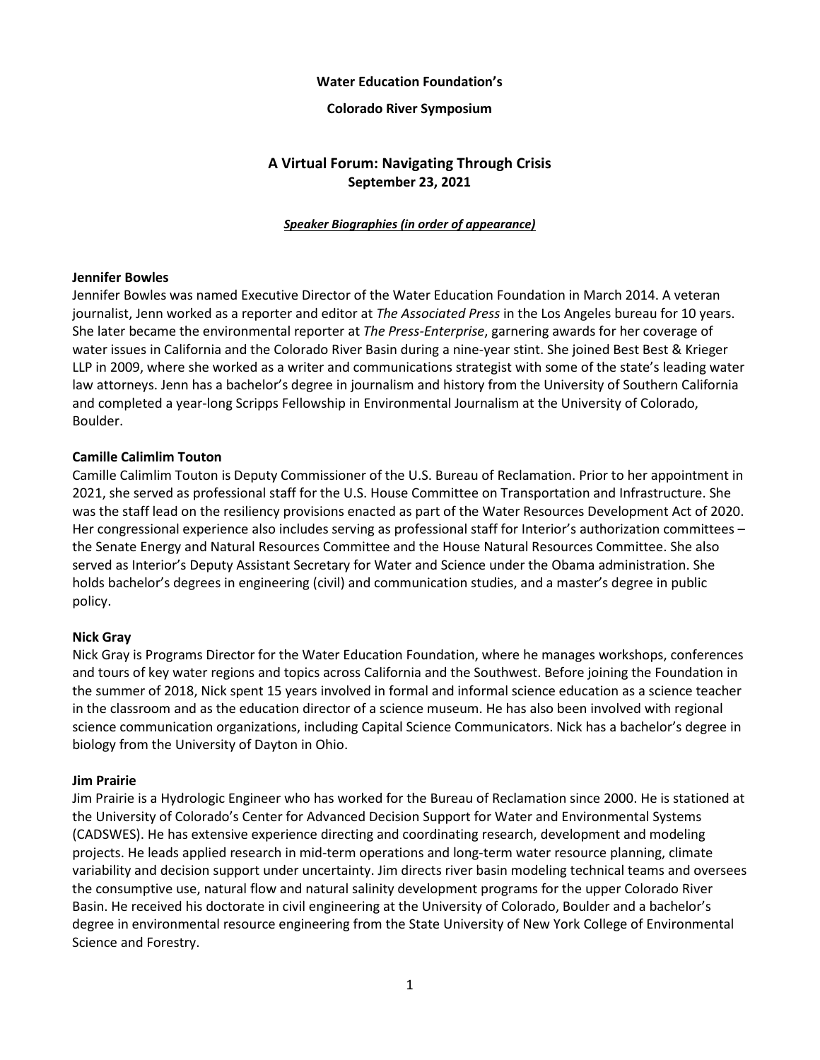**Water Education Foundation's**

**Colorado River Symposium**

## A Virtual Forum: Navigating Through Crisis

**September 23, 2021**

***Speaker Biographies (in order of appearance)***

**Jennifer Bowles**

Jennifer Bowles was named Executive Director of the Water Education Foundation in March 2014. A veteran journalist, Jenn worked as a reporter and editor at *The Associated Press* in the Los Angeles bureau for 10 years. She later became the environmental reporter at *The Press-Enterprise*, garnering awards for her coverage of water issues in California and the Colorado River Basin during a nine-year stint. She joined Best Best & Krieger LLP in 2009, where she worked as a writer and communications strategist with some of the state's leading water law attorneys. Jenn has a bachelor's degree in journalism and history from the University of Southern California and completed a year-long Scripps Fellowship in Environmental Journalism at the University of Colorado, Boulder.

**Camille Calimlim Touton**

Camille Calimlim Touton is Deputy Commissioner of the U.S. Bureau of Reclamation. Prior to her appointment in 2021, she served as professional staff for the U.S. House Committee on Transportation and Infrastructure. She was the staff lead on the resiliency provisions enacted as part of the Water Resources Development Act of 2020. Her congressional experience also includes serving as professional staff for Interior's authorization committees – the Senate Energy and Natural Resources Committee and the House Natural Resources Committee. She also served as Interior's Deputy Assistant Secretary for Water and Science under the Obama administration. She holds bachelor's degrees in engineering (civil) and communication studies, and a master's degree in public policy.

**Nick Gray**

Nick Gray is Programs Director for the Water Education Foundation, where he manages workshops, conferences and tours of key water regions and topics across California and the Southwest. Before joining the Foundation in the summer of 2018, Nick spent 15 years involved in formal and informal science education as a science teacher in the classroom and as the education director of a science museum. He has also been involved with regional science communication organizations, including Capital Science Communicators. Nick has a bachelor's degree in biology from the University of Dayton in Ohio.

**Jim Prairie**

Jim Prairie is a Hydrologic Engineer who has worked for the Bureau of Reclamation since 2000. He is stationed at the University of Colorado's Center for Advanced Decision Support for Water and Environmental Systems (CADSWES). He has extensive experience directing and coordinating research, development and modeling projects. He leads applied research in mid-term operations and long-term water resource planning, climate variability and decision support under uncertainty. Jim directs river basin modeling technical teams and oversees the consumptive use, natural flow and natural salinity development programs for the upper Colorado River Basin. He received his doctorate in civil engineering at the University of Colorado, Boulder and a bachelor's degree in environmental resource engineering from the State University of New York College of Environmental Science and Forestry.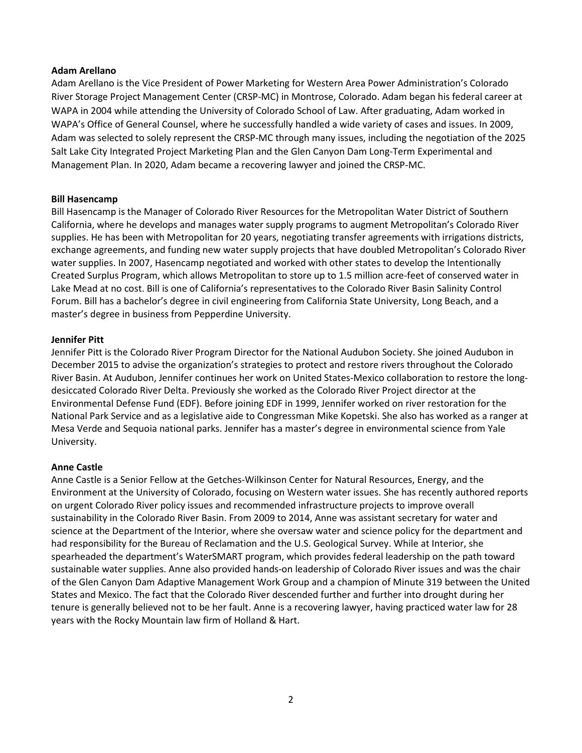**Adam Arellano**

Adam Arellano is the Vice President of Power Marketing for Western Area Power Administration's Colorado River Storage Project Management Center (CRSP-MC) in Montrose, Colorado. Adam began his federal career at WAPA in 2004 while attending the University of Colorado School of Law. After graduating, Adam worked in WAPA's Office of General Counsel, where he successfully handled a wide variety of cases and issues. In 2009, Adam was selected to solely represent the CRSP-MC through many issues, including the negotiation of the 2025 Salt Lake City Integrated Project Marketing Plan and the Glen Canyon Dam Long-Term Experimental and Management Plan. In 2020, Adam became a recovering lawyer and joined the CRSP-MC.

**Bill Hasencamp**

Bill Hasencamp is the Manager of Colorado River Resources for the Metropolitan Water District of Southern California, where he develops and manages water supply programs to augment Metropolitan's Colorado River supplies. He has been with Metropolitan for 20 years, negotiating transfer agreements with irrigations districts, exchange agreements, and funding new water supply projects that have doubled Metropolitan's Colorado River water supplies. In 2007, Hasencamp negotiated and worked with other states to develop the Intentionally Created Surplus Program, which allows Metropolitan to store up to 1.5 million acre-feet of conserved water in Lake Mead at no cost. Bill is one of California's representatives to the Colorado River Basin Salinity Control Forum. Bill has a bachelor's degree in civil engineering from California State University, Long Beach, and a master's degree in business from Pepperdine University.

**Jennifer Pitt**

Jennifer Pitt is the Colorado River Program Director for the National Audubon Society. She joined Audubon in December 2015 to advise the organization's strategies to protect and restore rivers throughout the Colorado River Basin. At Audubon, Jennifer continues her work on United States-Mexico collaboration to restore the long-desiccated Colorado River Delta. Previously she worked as the Colorado River Project director at the Environmental Defense Fund (EDF). Before joining EDF in 1999, Jennifer worked on river restoration for the National Park Service and as a legislative aide to Congressman Mike Kopetski. She also has worked as a ranger at Mesa Verde and Sequoia national parks. Jennifer has a master's degree in environmental science from Yale University.

**Anne Castle**

Anne Castle is a Senior Fellow at the Getches-Wilkinson Center for Natural Resources, Energy, and the Environment at the University of Colorado, focusing on Western water issues. She has recently authored reports on urgent Colorado River policy issues and recommended infrastructure projects to improve overall sustainability in the Colorado River Basin. From 2009 to 2014, Anne was assistant secretary for water and science at the Department of the Interior, where she oversaw water and science policy for the department and had responsibility for the Bureau of Reclamation and the U.S. Geological Survey. While at Interior, she spearheaded the department's WaterSMART program, which provides federal leadership on the path toward sustainable water supplies. Anne also provided hands-on leadership of Colorado River issues and was the chair of the Glen Canyon Dam Adaptive Management Work Group and a champion of Minute 319 between the United States and Mexico. The fact that the Colorado River descended further and further into drought during her tenure is generally believed not to be her fault. Anne is a recovering lawyer, having practiced water law for 28 years with the Rocky Mountain law firm of Holland & Hart.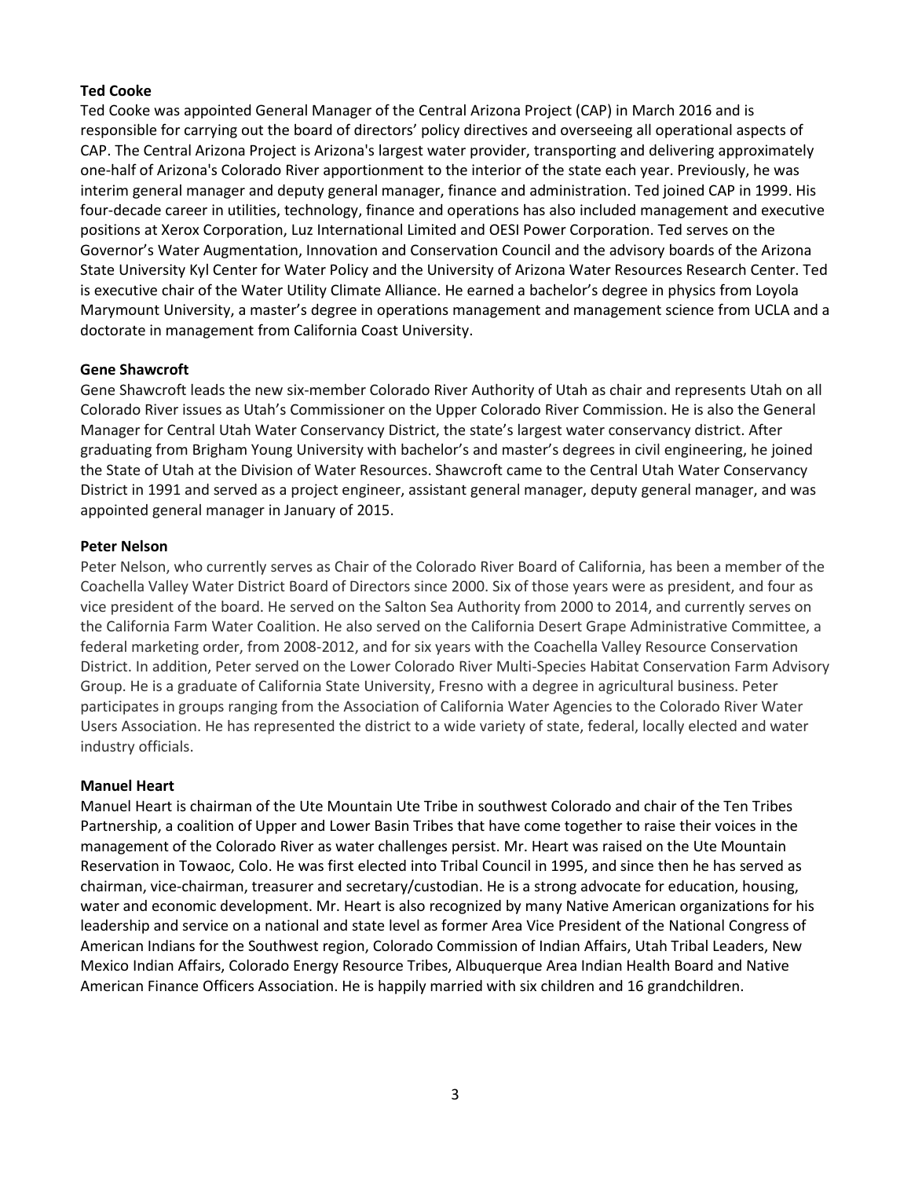**Ted Cooke**

Ted Cooke was appointed General Manager of the Central Arizona Project (CAP) in March 2016 and is responsible for carrying out the board of directors' policy directives and overseeing all operational aspects of CAP. The Central Arizona Project is Arizona's largest water provider, transporting and delivering approximately one-half of Arizona's Colorado River apportionment to the interior of the state each year. Previously, he was interim general manager and deputy general manager, finance and administration. Ted joined CAP in 1999. His four-decade career in utilities, technology, finance and operations has also included management and executive positions at Xerox Corporation, Luz International Limited and OESI Power Corporation. Ted serves on the Governor's Water Augmentation, Innovation and Conservation Council and the advisory boards of the Arizona State University Kyl Center for Water Policy and the University of Arizona Water Resources Research Center. Ted is executive chair of the Water Utility Climate Alliance. He earned a bachelor's degree in physics from Loyola Marymount University, a master's degree in operations management and management science from UCLA and a doctorate in management from California Coast University.

**Gene Shawcroft**

Gene Shawcroft leads the new six-member Colorado River Authority of Utah as chair and represents Utah on all Colorado River issues as Utah's Commissioner on the Upper Colorado River Commission. He is also the General Manager for Central Utah Water Conservancy District, the state's largest water conservancy district. After graduating from Brigham Young University with bachelor's and master's degrees in civil engineering, he joined the State of Utah at the Division of Water Resources. Shawcroft came to the Central Utah Water Conservancy District in 1991 and served as a project engineer, assistant general manager, deputy general manager, and was appointed general manager in January of 2015.

**Peter Nelson**

Peter Nelson, who currently serves as Chair of the Colorado River Board of California, has been a member of the Coachella Valley Water District Board of Directors since 2000. Six of those years were as president, and four as vice president of the board. He served on the Salton Sea Authority from 2000 to 2014, and currently serves on the California Farm Water Coalition. He also served on the California Desert Grape Administrative Committee, a federal marketing order, from 2008-2012, and for six years with the Coachella Valley Resource Conservation District. In addition, Peter served on the Lower Colorado River Multi-Species Habitat Conservation Farm Advisory Group. He is a graduate of California State University, Fresno with a degree in agricultural business. Peter participates in groups ranging from the Association of California Water Agencies to the Colorado River Water Users Association. He has represented the district to a wide variety of state, federal, locally elected and water industry officials.

**Manuel Heart**

Manuel Heart is chairman of the Ute Mountain Ute Tribe in southwest Colorado and chair of the Ten Tribes Partnership, a coalition of Upper and Lower Basin Tribes that have come together to raise their voices in the management of the Colorado River as water challenges persist. Mr. Heart was raised on the Ute Mountain Reservation in Towaoc, Colo. He was first elected into Tribal Council in 1995, and since then he has served as chairman, vice-chairman, treasurer and secretary/custodian. He is a strong advocate for education, housing, water and economic development. Mr. Heart is also recognized by many Native American organizations for his leadership and service on a national and state level as former Area Vice President of the National Congress of American Indians for the Southwest region, Colorado Commission of Indian Affairs, Utah Tribal Leaders, New Mexico Indian Affairs, Colorado Energy Resource Tribes, Albuquerque Area Indian Health Board and Native American Finance Officers Association. He is happily married with six children and 16 grandchildren.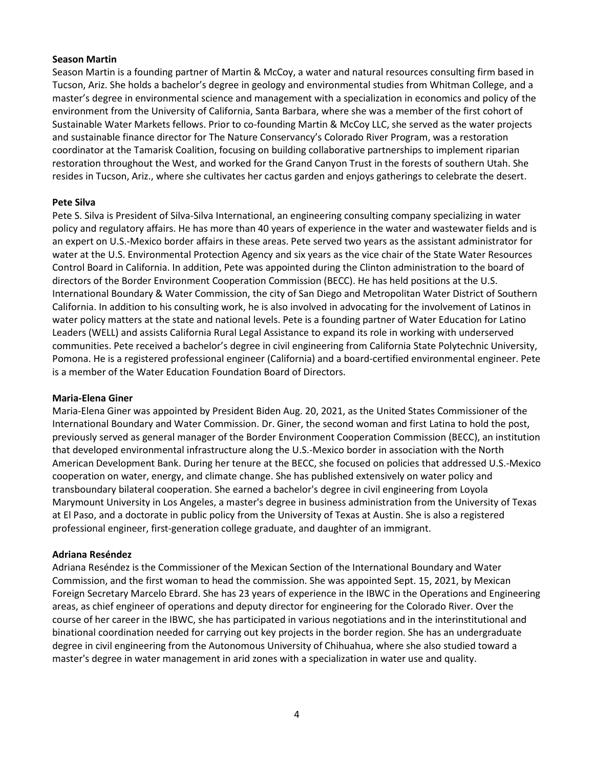**Season Martin**

Season Martin is a founding partner of Martin & McCoy, a water and natural resources consulting firm based in Tucson, Ariz. She holds a bachelor's degree in geology and environmental studies from Whitman College, and a master's degree in environmental science and management with a specialization in economics and policy of the environment from the University of California, Santa Barbara, where she was a member of the first cohort of Sustainable Water Markets fellows. Prior to co-founding Martin & McCoy LLC, she served as the water projects and sustainable finance director for The Nature Conservancy's Colorado River Program, was a restoration coordinator at the Tamarisk Coalition, focusing on building collaborative partnerships to implement riparian restoration throughout the West, and worked for the Grand Canyon Trust in the forests of southern Utah. She resides in Tucson, Ariz., where she cultivates her cactus garden and enjoys gatherings to celebrate the desert.

**Pete Silva**

Pete S. Silva is President of Silva-Silva International, an engineering consulting company specializing in water policy and regulatory affairs. He has more than 40 years of experience in the water and wastewater fields and is an expert on U.S.-Mexico border affairs in these areas. Pete served two years as the assistant administrator for water at the U.S. Environmental Protection Agency and six years as the vice chair of the State Water Resources Control Board in California. In addition, Pete was appointed during the Clinton administration to the board of directors of the Border Environment Cooperation Commission (BECC). He has held positions at the U.S. International Boundary & Water Commission, the city of San Diego and Metropolitan Water District of Southern California. In addition to his consulting work, he is also involved in advocating for the involvement of Latinos in water policy matters at the state and national levels. Pete is a founding partner of Water Education for Latino Leaders (WELL) and assists California Rural Legal Assistance to expand its role in working with underserved communities. Pete received a bachelor's degree in civil engineering from California State Polytechnic University, Pomona. He is a registered professional engineer (California) and a board-certified environmental engineer. Pete is a member of the Water Education Foundation Board of Directors.

**Maria-Elena Giner**

Maria-Elena Giner was appointed by President Biden Aug. 20, 2021, as the United States Commissioner of the International Boundary and Water Commission. Dr. Giner, the second woman and first Latina to hold the post, previously served as general manager of the Border Environment Cooperation Commission (BECC), an institution that developed environmental infrastructure along the U.S.-Mexico border in association with the North American Development Bank. During her tenure at the BECC, she focused on policies that addressed U.S.-Mexico cooperation on water, energy, and climate change. She has published extensively on water policy and transboundary bilateral cooperation. She earned a bachelor's degree in civil engineering from Loyola Marymount University in Los Angeles, a master's degree in business administration from the University of Texas at El Paso, and a doctorate in public policy from the University of Texas at Austin. She is also a registered professional engineer, first-generation college graduate, and daughter of an immigrant.

**Adriana Reséndez**

Adriana Reséndez is the Commissioner of the Mexican Section of the International Boundary and Water Commission, and the first woman to head the commission. She was appointed Sept. 15, 2021, by Mexican Foreign Secretary Marcelo Ebrard. She has 23 years of experience in the IBWC in the Operations and Engineering areas, as chief engineer of operations and deputy director for engineering for the Colorado River. Over the course of her career in the IBWC, she has participated in various negotiations and in the interinstitutional and binational coordination needed for carrying out key projects in the border region. She has an undergraduate degree in civil engineering from the Autonomous University of Chihuahua, where she also studied toward a master's degree in water management in arid zones with a specialization in water use and quality.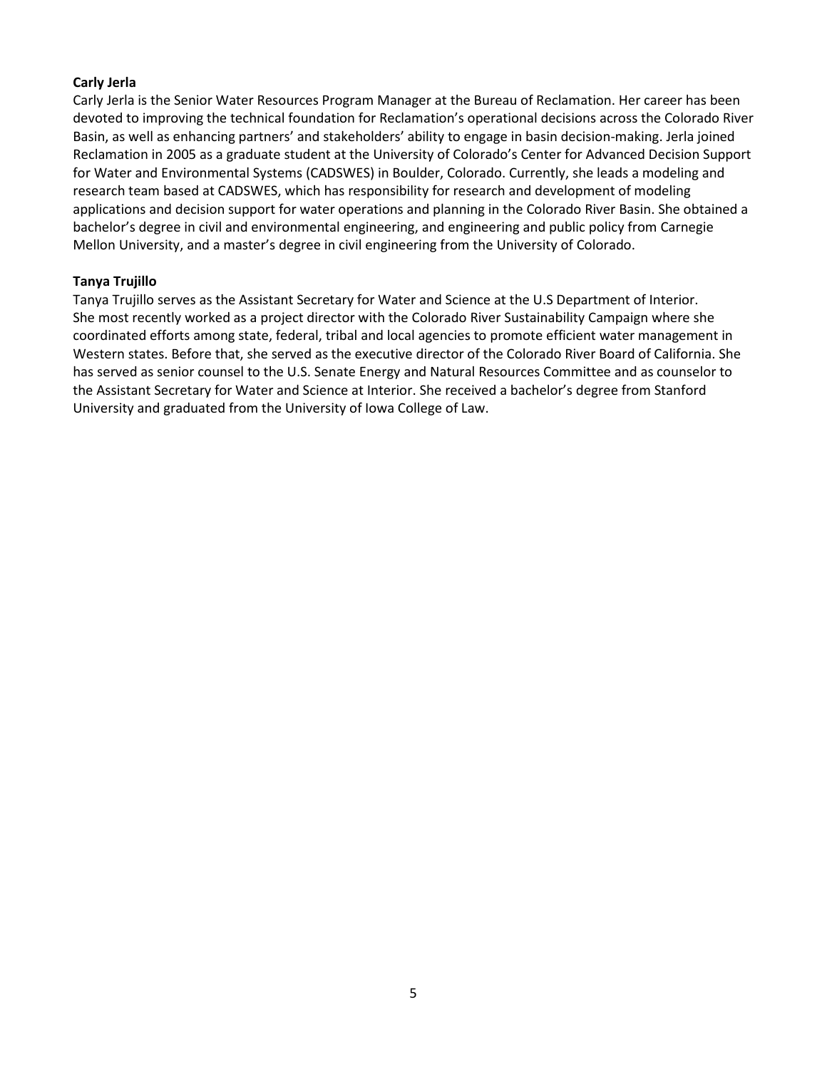**Carly Jerla**

Carly Jerla is the Senior Water Resources Program Manager at the Bureau of Reclamation. Her career has been devoted to improving the technical foundation for Reclamation's operational decisions across the Colorado River Basin, as well as enhancing partners' and stakeholders' ability to engage in basin decision-making. Jerla joined Reclamation in 2005 as a graduate student at the University of Colorado's Center for Advanced Decision Support for Water and Environmental Systems (CADSWES) in Boulder, Colorado. Currently, she leads a modeling and research team based at CADSWES, which has responsibility for research and development of modeling applications and decision support for water operations and planning in the Colorado River Basin. She obtained a bachelor's degree in civil and environmental engineering, and engineering and public policy from Carnegie Mellon University, and a master's degree in civil engineering from the University of Colorado.

**Tanya Trujillo**

Tanya Trujillo serves as the Assistant Secretary for Water and Science at the U.S Department of Interior. She most recently worked as a project director with the Colorado River Sustainability Campaign where she coordinated efforts among state, federal, tribal and local agencies to promote efficient water management in Western states. Before that, she served as the executive director of the Colorado River Board of California. She has served as senior counsel to the U.S. Senate Energy and Natural Resources Committee and as counselor to the Assistant Secretary for Water and Science at Interior. She received a bachelor's degree from Stanford University and graduated from the University of Iowa College of Law.